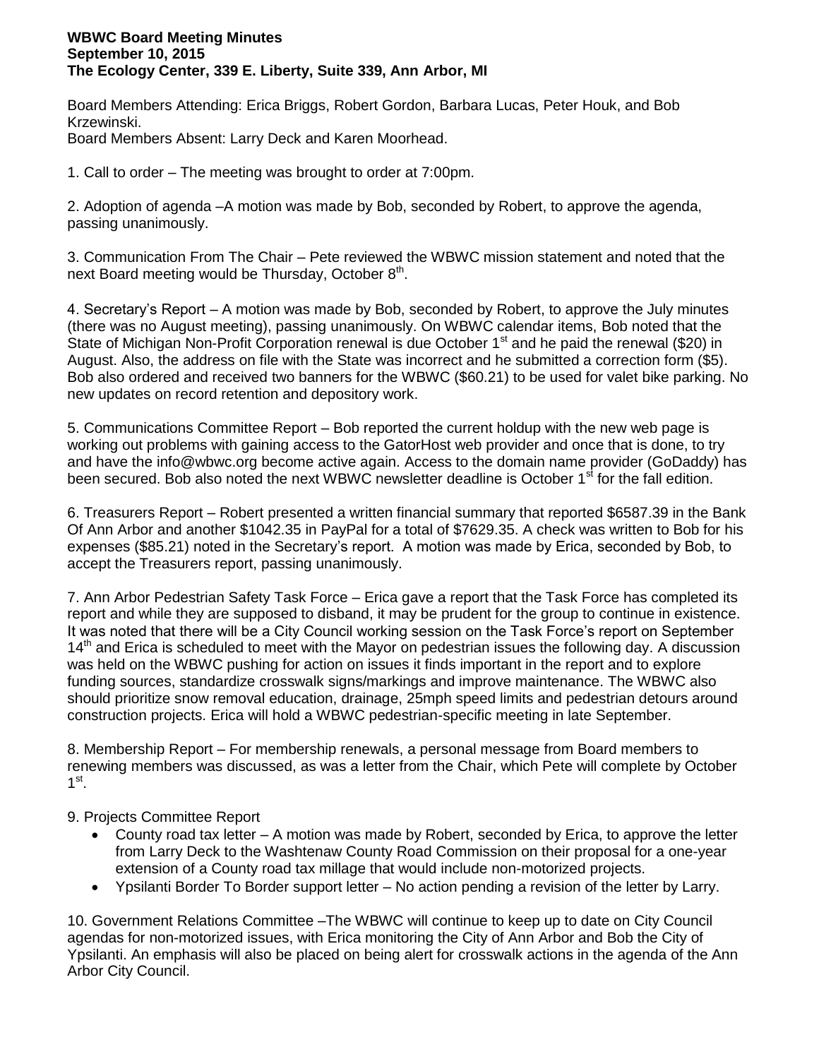**WBWC Board Meeting Minutes**
**September 10, 2015**
**The Ecology Center, 339 E. Liberty, Suite 339, Ann Arbor, MI**

Board Members Attending: Erica Briggs, Robert Gordon, Barbara Lucas, Peter Houk, and Bob Krzewinski.
Board Members Absent: Larry Deck and Karen Moorhead.

1. Call to order – The meeting was brought to order at 7:00pm.

2. Adoption of agenda –A motion was made by Bob, seconded by Robert, to approve the agenda, passing unanimously.

3. Communication From The Chair – Pete reviewed the WBWC mission statement and noted that the next Board meeting would be Thursday, October 8th.

4. Secretary's Report – A motion was made by Bob, seconded by Robert, to approve the July minutes (there was no August meeting), passing unanimously. On WBWC calendar items, Bob noted that the State of Michigan Non-Profit Corporation renewal is due October 1st and he paid the renewal ($20) in August. Also, the address on file with the State was incorrect and he submitted a correction form ($5). Bob also ordered and received two banners for the WBWC ($60.21) to be used for valet bike parking. No new updates on record retention and depository work.

5. Communications Committee Report – Bob reported the current holdup with the new web page is working out problems with gaining access to the GatorHost web provider and once that is done, to try and have the info@wbwc.org become active again. Access to the domain name provider (GoDaddy) has been secured. Bob also noted the next WBWC newsletter deadline is October 1st for the fall edition.

6. Treasurers Report – Robert presented a written financial summary that reported $6587.39 in the Bank Of Ann Arbor and another $1042.35 in PayPal for a total of $7629.35. A check was written to Bob for his expenses ($85.21) noted in the Secretary's report. A motion was made by Erica, seconded by Bob, to accept the Treasurers report, passing unanimously.

7. Ann Arbor Pedestrian Safety Task Force – Erica gave a report that the Task Force has completed its report and while they are supposed to disband, it may be prudent for the group to continue in existence. It was noted that there will be a City Council working session on the Task Force's report on September 14th and Erica is scheduled to meet with the Mayor on pedestrian issues the following day. A discussion was held on the WBWC pushing for action on issues it finds important in the report and to explore funding sources, standardize crosswalk signs/markings and improve maintenance. The WBWC also should prioritize snow removal education, drainage, 25mph speed limits and pedestrian detours around construction projects. Erica will hold a WBWC pedestrian-specific meeting in late September.

8. Membership Report – For membership renewals, a personal message from Board members to renewing members was discussed, as was a letter from the Chair, which Pete will complete by October 1st.

9. Projects Committee Report

- County road tax letter – A motion was made by Robert, seconded by Erica, to approve the letter from Larry Deck to the Washtenaw County Road Commission on their proposal for a one-year extension of a County road tax millage that would include non-motorized projects.
- Ypsilanti Border To Border support letter – No action pending a revision of the letter by Larry.

10. Government Relations Committee –The WBWC will continue to keep up to date on City Council agendas for non-motorized issues, with Erica monitoring the City of Ann Arbor and Bob the City of Ypsilanti. An emphasis will also be placed on being alert for crosswalk actions in the agenda of the Ann Arbor City Council.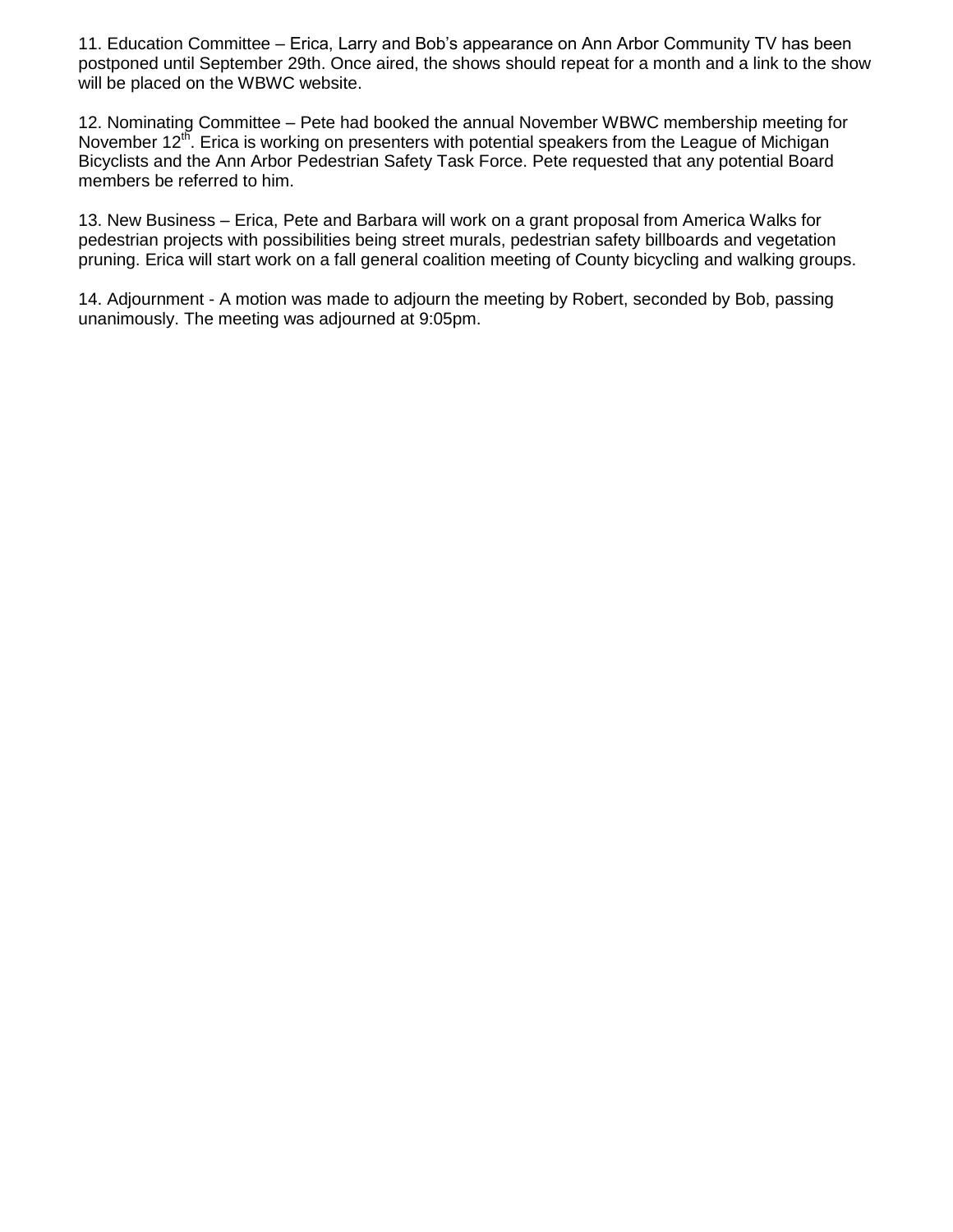11. Education Committee – Erica, Larry and Bob's appearance on Ann Arbor Community TV has been postponed until September 29th. Once aired, the shows should repeat for a month and a link to the show will be placed on the WBWC website.

12. Nominating Committee – Pete had booked the annual November WBWC membership meeting for November 12th. Erica is working on presenters with potential speakers from the League of Michigan Bicyclists and the Ann Arbor Pedestrian Safety Task Force. Pete requested that any potential Board members be referred to him.

13. New Business – Erica, Pete and Barbara will work on a grant proposal from America Walks for pedestrian projects with possibilities being street murals, pedestrian safety billboards and vegetation pruning. Erica will start work on a fall general coalition meeting of County bicycling and walking groups.

14. Adjournment - A motion was made to adjourn the meeting by Robert, seconded by Bob, passing unanimously. The meeting was adjourned at 9:05pm.